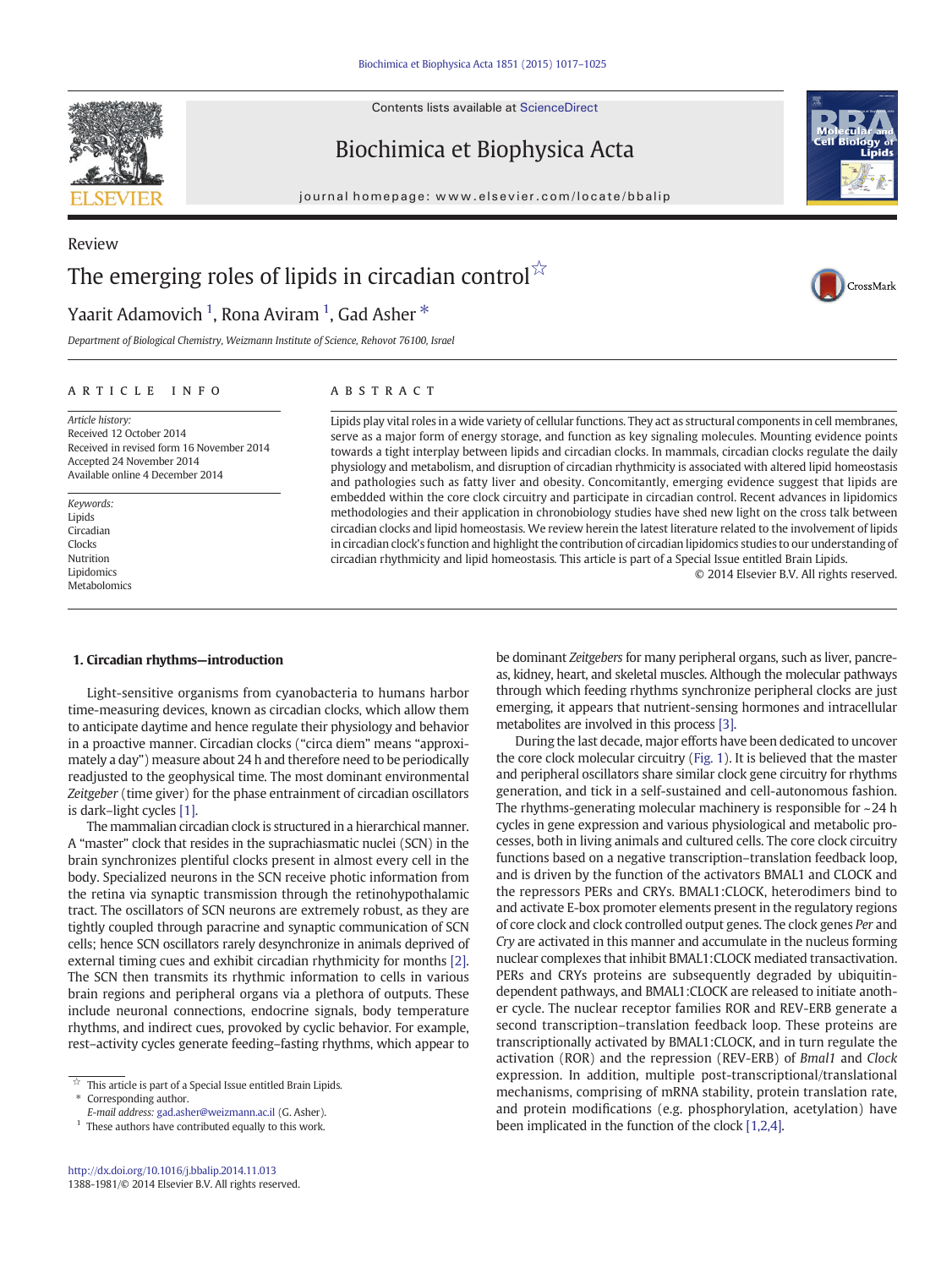Review

# The emerging roles of lipids in circadian control ☆

Yaarit Adamovich [1], Rona Aviram [1], Gad Asher *

*Department of Biological Chemistry, Weizmann Institute of Science, Rehovot 76100, Israel*

**ARTICLE INFO**

*Article history:*
Received 12 October 2014
Received in revised form 16 November 2014
Accepted 24 November 2014
Available online 4 December 2014

*Keywords:*
Lipids
Circadian
Clocks
Nutrition
Lipidomics
Metabolomics

**ABSTRACT**

Lipids play vital roles in a wide variety of cellular functions. They act as structural components in cell membranes, serve as a major form of energy storage, and function as key signaling molecules. Mounting evidence points towards a tight interplay between lipids and circadian clocks. In mammals, circadian clocks regulate the daily physiology and metabolism, and disruption of circadian rhythmicity is associated with altered lipid homeostasis and pathologies such as fatty liver and obesity. Concomitantly, emerging evidence suggest that lipids are embedded within the core clock circuitry and participate in circadian control. Recent advances in lipidomics methodologies and their application in chronobiology studies have shed new light on the cross talk between circadian clocks and lipid homeostasis. We review herein the latest literature related to the involvement of lipids in circadian clock's function and highlight the contribution of circadian lipidomics studies to our understanding of circadian rhythmicity and lipid homeostasis. This article is part of a Special Issue entitled Brain Lipids.

© 2014 Elsevier B.V. All rights reserved.

## 1. Circadian rhythms—introduction

Light-sensitive organisms from cyanobacteria to humans harbor time-measuring devices, known as circadian clocks, which allow them to anticipate daytime and hence regulate their physiology and behavior in a proactive manner. Circadian clocks ("circa diem" means "approximately a day") measure about 24 h and therefore need to be periodically readjusted to the geophysical time. The most dominant environmental *Zeitgeber* (time giver) for the phase entrainment of circadian oscillators is dark–light cycles [1].

The mammalian circadian clock is structured in a hierarchical manner. A "master" clock that resides in the suprachiasmatic nuclei (SCN) in the brain synchronizes plentiful clocks present in almost every cell in the body. Specialized neurons in the SCN receive photic information from the retina via synaptic transmission through the retinohypothalamic tract. The oscillators of SCN neurons are extremely robust, as they are tightly coupled through paracrine and synaptic communication of SCN cells; hence SCN oscillators rarely desynchronize in animals deprived of external timing cues and exhibit circadian rhythmicity for months [2]. The SCN then transmits its rhythmic information to cells in various brain regions and peripheral organs via a plethora of outputs. These include neuronal connections, endocrine signals, body temperature rhythms, and indirect cues, provoked by cyclic behavior. For example, rest–activity cycles generate feeding–fasting rhythms, which appear to be dominant *Zeitgebers* for many peripheral organs, such as liver, pancreas, kidney, heart, and skeletal muscles. Although the molecular pathways through which feeding rhythms synchronize peripheral clocks are just emerging, it appears that nutrient-sensing hormones and intracellular metabolites are involved in this process [3].

During the last decade, major efforts have been dedicated to uncover the core clock molecular circuitry (Fig. 1). It is believed that the master and peripheral oscillators share similar clock gene circuitry for rhythms generation, and tick in a self-sustained and cell-autonomous fashion. The rhythms-generating molecular machinery is responsible for ~24 h cycles in gene expression and various physiological and metabolic processes, both in living animals and cultured cells. The core clock circuitry functions based on a negative transcription–translation feedback loop, and is driven by the function of the activators BMAL1 and CLOCK and the repressors PERs and CRYs. BMAL1:CLOCK, heterodimers bind to and activate E-box promoter elements present in the regulatory regions of core clock and clock controlled output genes. The clock genes *Per* and *Cry* are activated in this manner and accumulate in the nucleus forming nuclear complexes that inhibit BMAL1:CLOCK mediated transactivation. PERs and CRYs proteins are subsequently degraded by ubiquitin-dependent pathways, and BMAL1:CLOCK are released to initiate another cycle. The nuclear receptor families ROR and REV-ERB generate a second transcription–translation feedback loop. These proteins are transcriptionally activated by BMAL1:CLOCK, and in turn regulate the activation (ROR) and the repression (REV-ERB) of *Bmal1* and *Clock* expression. In addition, multiple post-transcriptional/translational mechanisms, comprising of mRNA stability, protein translation rate, and protein modifications (e.g. phosphorylation, acetylation) have been implicated in the function of the clock [1,2,4].

☆ This article is part of a Special Issue entitled Brain Lipids.
\* Corresponding author.
*E-mail address:* gad.asher@weizmann.ac.il (G. Asher).
[1] These authors have contributed equally to this work.

http://dx.doi.org/10.1016/j.bbalip.2014.11.013
1388-1981/© 2014 Elsevier B.V. All rights reserved.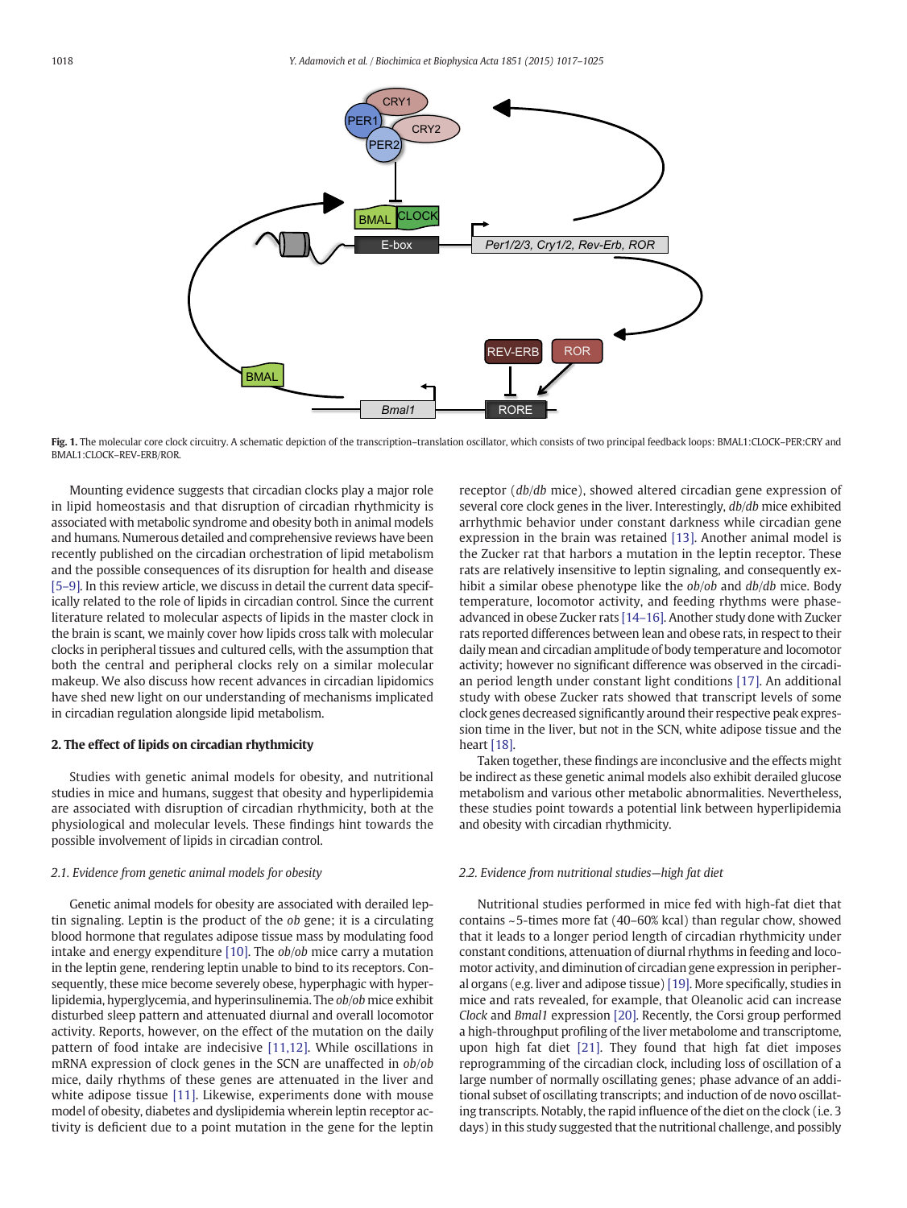**Fig. 1.** The molecular core clock circuitry. A schematic depiction of the transcription–translation oscillator, which consists of two principal feedback loops: BMAL1:CLOCK–PER:CRY and BMAL1:CLOCK–REV-ERB/ROR.

Mounting evidence suggests that circadian clocks play a major role in lipid homeostasis and that disruption of circadian rhythmicity is associated with metabolic syndrome and obesity both in animal models and humans. Numerous detailed and comprehensive reviews have been recently published on the circadian orchestration of lipid metabolism and the possible consequences of its disruption for health and disease [5–9]. In this review article, we discuss in detail the current data specifically related to the role of lipids in circadian control. Since the current literature related to molecular aspects of lipids in the master clock in the brain is scant, we mainly cover how lipids cross talk with molecular clocks in peripheral tissues and cultured cells, with the assumption that both the central and peripheral clocks rely on a similar molecular makeup. We also discuss how recent advances in circadian lipidomics have shed new light on our understanding of mechanisms implicated in circadian regulation alongside lipid metabolism.

## 2. The effect of lipids on circadian rhythmicity

Studies with genetic animal models for obesity, and nutritional studies in mice and humans, suggest that obesity and hyperlipidemia are associated with disruption of circadian rhythmicity, both at the physiological and molecular levels. These findings hint towards the possible involvement of lipids in circadian control.

### 2.1. Evidence from genetic animal models for obesity

Genetic animal models for obesity are associated with derailed leptin signaling. Leptin is the product of the *ob* gene; it is a circulating blood hormone that regulates adipose tissue mass by modulating food intake and energy expenditure [10]. The *ob*/*ob* mice carry a mutation in the leptin gene, rendering leptin unable to bind to its receptors. Consequently, these mice become severely obese, hyperphagic with hyperlipidemia, hyperglycemia, and hyperinsulinemia. The *ob*/*ob* mice exhibit disturbed sleep pattern and attenuated diurnal and overall locomotor activity. Reports, however, on the effect of the mutation on the daily pattern of food intake are indecisive [11,12]. While oscillations in mRNA expression of clock genes in the SCN are unaffected in *ob*/*ob* mice, daily rhythms of these genes are attenuated in the liver and white adipose tissue [11]. Likewise, experiments done with mouse model of obesity, diabetes and dyslipidemia wherein leptin receptor activity is deficient due to a point mutation in the gene for the leptin receptor (*db*/*db* mice), showed altered circadian gene expression of several core clock genes in the liver. Interestingly, *db*/*db* mice exhibited arrhythmic behavior under constant darkness while circadian gene expression in the brain was retained [13]. Another animal model is the Zucker rat that harbors a mutation in the leptin receptor. These rats are relatively insensitive to leptin signaling, and consequently exhibit a similar obese phenotype like the *ob*/*ob* and *db*/*db* mice. Body temperature, locomotor activity, and feeding rhythms were phase-advanced in obese Zucker rats [14–16]. Another study done with Zucker rats reported differences between lean and obese rats, in respect to their daily mean and circadian amplitude of body temperature and locomotor activity; however no significant difference was observed in the circadian period length under constant light conditions [17]. An additional study with obese Zucker rats showed that transcript levels of some clock genes decreased significantly around their respective peak expression time in the liver, but not in the SCN, white adipose tissue and the heart [18].

Taken together, these findings are inconclusive and the effects might be indirect as these genetic animal models also exhibit derailed glucose metabolism and various other metabolic abnormalities. Nevertheless, these studies point towards a potential link between hyperlipidemia and obesity with circadian rhythmicity.

### 2.2. Evidence from nutritional studies—high fat diet

Nutritional studies performed in mice fed with high-fat diet that contains ~5-times more fat (40–60% kcal) than regular chow, showed that it leads to a longer period length of circadian rhythmicity under constant conditions, attenuation of diurnal rhythms in feeding and locomotor activity, and diminution of circadian gene expression in peripheral organs (e.g. liver and adipose tissue) [19]. More specifically, studies in mice and rats revealed, for example, that Oleanolic acid can increase *Clock* and *Bmal1* expression [20]. Recently, the Corsi group performed a high-throughput profiling of the liver metabolome and transcriptome, upon high fat diet [21]. They found that high fat diet imposes reprogramming of the circadian clock, including loss of oscillation of a large number of normally oscillating genes; phase advance of an additional subset of oscillating transcripts; and induction of de novo oscillating transcripts. Notably, the rapid influence of the diet on the clock (i.e. 3 days) in this study suggested that the nutritional challenge, and possibly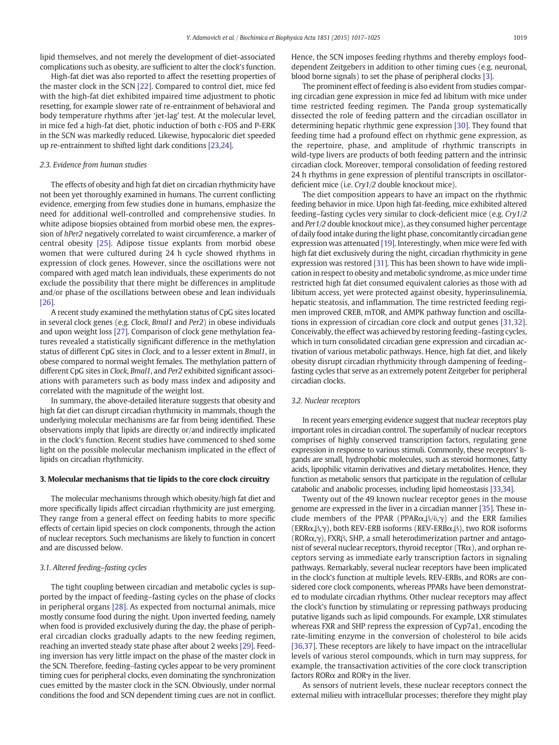lipid themselves, and not merely the development of diet-associated complications such as obesity, are sufficient to alter the clock's function.

High-fat diet was also reported to affect the resetting properties of the master clock in the SCN [22]. Compared to control diet, mice fed with the high-fat diet exhibited impaired time adjustment to photic resetting, for example slower rate of re-entrainment of behavioral and body temperature rhythms after 'jet-lag' test. At the molecular level, in mice fed a high-fat diet, photic induction of both c-FOS and P-ERK in the SCN was markedly reduced. Likewise, hypocaloric diet speeded up re-entrainment to shifted light dark conditions [23,24].

### 2.3. Evidence from human studies

The effects of obesity and high fat diet on circadian rhythmicity have not been yet thoroughly examined in humans. The current conflicting evidence, emerging from few studies done in humans, emphasize the need for additional well-controlled and comprehensive studies. In white adipose biopsies obtained from morbid obese men, the expression of *hPer2* negatively correlated to waist circumference, a marker of central obesity [25]. Adipose tissue explants from morbid obese women that were cultured during 24 h cycle showed rhythms in expression of clock genes. However, since the oscillations were not compared with aged match lean individuals, these experiments do not exclude the possibility that there might be differences in amplitude and/or phase of the oscillations between obese and lean individuals [26].

A recent study examined the methylation status of CpG sites located in several clock genes (e.g. *Clock*, *Bmal1* and *Per2*) in obese individuals and upon weight loss [27]. Comparison of clock gene methylation features revealed a statistically significant difference in the methylation status of different CpG sites in *Clock*, and to a lesser extent in *Bmal1*, in obese compared to normal weight females. The methylation pattern of different CpG sites in *Clock*, *Bmal1*, and *Per2* exhibited significant associations with parameters such as body mass index and adiposity and correlated with the magnitude of the weight lost.

In summary, the above-detailed literature suggests that obesity and high fat diet can disrupt circadian rhythmicity in mammals, though the underlying molecular mechanisms are far from being identified. These observations imply that lipids are directly or/and indirectly implicated in the clock's function. Recent studies have commenced to shed some light on the possible molecular mechanism implicated in the effect of lipids on circadian rhythmicity.

## 3. Molecular mechanisms that tie lipids to the core clock circuitry

The molecular mechanisms through which obesity/high fat diet and more specifically lipids affect circadian rhythmicity are just emerging. They range from a general effect on feeding habits to more specific effects of certain lipid species on clock components, through the action of nuclear receptors. Such mechanisms are likely to function in concert and are discussed below.

### 3.1. Altered feeding–fasting cycles

The tight coupling between circadian and metabolic cycles is supported by the impact of feeding–fasting cycles on the phase of clocks in peripheral organs [28]. As expected from nocturnal animals, mice mostly consume food during the night. Upon inverted feeding, namely when food is provided exclusively during the day, the phase of peripheral circadian clocks gradually adapts to the new feeding regimen, reaching an inverted steady state phase after about 2 weeks [29]. Feeding inversion has very little impact on the phase of the master clock in the SCN. Therefore, feeding–fasting cycles appear to be very prominent timing cues for peripheral clocks, even dominating the synchronization cues emitted by the master clock in the SCN. Obviously, under normal conditions the food and SCN dependent timing cues are not in conflict. Hence, the SCN imposes feeding rhythms and thereby employs food-dependent Zeitgebers in addition to other timing cues (e.g. neuronal, blood borne signals) to set the phase of peripheral clocks [3].

The prominent effect of feeding is also evident from studies comparing circadian gene expression in mice fed ad libitum with mice under time restricted feeding regimen. The Panda group systematically dissected the role of feeding pattern and the circadian oscillator in determining hepatic rhythmic gene expression [30]. They found that feeding time had a profound effect on rhythmic gene expression, as the repertoire, phase, and amplitude of rhythmic transcripts in wild-type livers are products of both feeding pattern and the intrinsic circadian clock. Moreover, temporal consolidation of feeding restored 24 h rhythms in gene expression of plentiful transcripts in oscillator-deficient mice (i.e. *Cry1/2* double knockout mice).

The diet composition appears to have an impact on the rhythmic feeding behavior in mice. Upon high fat-feeding, mice exhibited altered feeding–fasting cycles very similar to clock-deficient mice (e.g. *Cry1/2* and *Per1/2* double knockout mice), as they consumed higher percentage of daily food intake during the light phase, concomitantly circadian gene expression was attenuated [19]. Interestingly, when mice were fed with high fat diet exclusively during the night, circadian rhythmicity in gene expression was restored [31]. This has been shown to have wide implication in respect to obesity and metabolic syndrome, as mice under time restricted high fat diet consumed equivalent calories as those with ad libitum access, yet were protected against obesity, hyperinsulinemia, hepatic steatosis, and inflammation. The time restricted feeding regimen improved CREB, mTOR, and AMPK pathway function and oscillations in expression of circadian core clock and output genes [31,32]. Conceivably, the effect was achieved by restoring feeding–fasting cycles, which in turn consolidated circadian gene expression and circadian activation of various metabolic pathways. Hence, high fat diet, and likely obesity disrupt circadian rhythmicity through dampening of feeding–fasting cycles that serve as an extremely potent Zeitgeber for peripheral circadian clocks.

### 3.2. Nuclear receptors

In recent years emerging evidence suggest that nuclear receptors play important roles in circadian control. The superfamily of nuclear receptors comprises of highly conserved transcription factors, regulating gene expression in response to various stimuli. Commonly, these receptors' ligands are small, hydrophobic molecules, such as steroid hormones, fatty acids, lipophilic vitamin derivatives and dietary metabolites. Hence, they function as metabolic sensors that participate in the regulation of cellular catabolic and anabolic processes, including lipid homeostasis [33,34].

Twenty out of the 49 known nuclear receptor genes in the mouse genome are expressed in the liver in a circadian manner [35]. These include members of the PPAR (PPAR$\alpha$,$\beta$/$\delta$,$\gamma$) and the ERR families (ERR$\alpha$,$\beta$,$\gamma$), both REV-ERB isoforms (REV-ERB$\alpha$,$\beta$), two ROR isoforms (ROR$\alpha$,$\gamma$), FXR$\beta$, SHP, a small heterodimerization partner and antagonist of several nuclear receptors, thyroid receptor (TR$\alpha$), and orphan receptors serving as immediate early transcription factors in signaling pathways. Remarkably, several nuclear receptors have been implicated in the clock's function at multiple levels. REV-ERBs, and RORs are considered core clock components, whereas PPARs have been demonstrated to modulate circadian rhythms. Other nuclear receptors may affect the clock's function by stimulating or repressing pathways producing putative ligands such as lipid compounds. For example, LXR stimulates whereas FXR and SHP repress the expression of Cyp7a1, encoding the rate-limiting enzyme in the conversion of cholesterol to bile acids [36,37]. These receptors are likely to have impact on the intracellular levels of various sterol compounds, which in turn may suppress, for example, the transactivation activities of the core clock transcription factors ROR$\alpha$ and ROR$\gamma$ in the liver.

As sensors of nutrient levels, these nuclear receptors connect the external milieu with intracellular processes; therefore they might play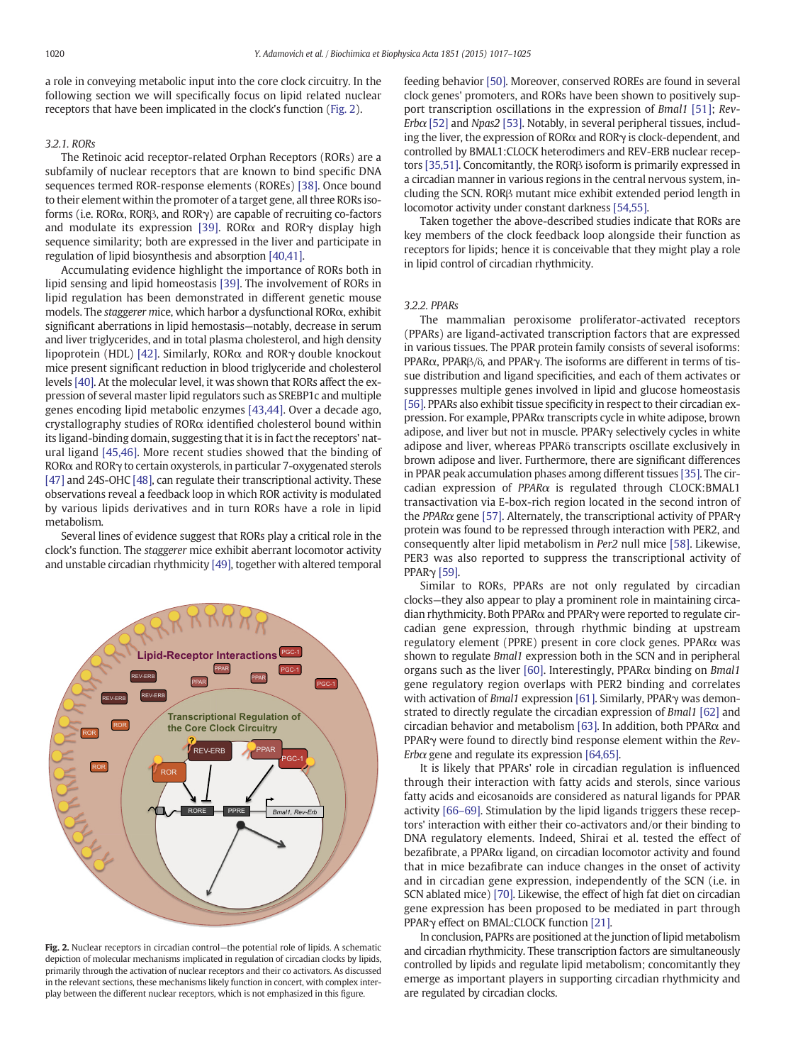a role in conveying metabolic input into the core clock circuitry. In the following section we will specifically focus on lipid related nuclear receptors that have been implicated in the clock's function (Fig. 2).

#### 3.2.1. RORs

The Retinoic acid receptor-related Orphan Receptors (RORs) are a subfamily of nuclear receptors that are known to bind specific DNA sequences termed ROR-response elements (ROREs) [38]. Once bound to their element within the promoter of a target gene, all three RORs isoforms (i.e. RORα, RORβ, and RORγ) are capable of recruiting co-factors and modulate its expression [39]. RORα and RORγ display high sequence similarity; both are expressed in the liver and participate in regulation of lipid biosynthesis and absorption [40,41].

Accumulating evidence highlight the importance of RORs both in lipid sensing and lipid homeostasis [39]. The involvement of RORs in lipid regulation has been demonstrated in different genetic mouse models. The *staggerer* mice, which harbor a dysfunctional RORα, exhibit significant aberrations in lipid hemostasis—notably, decrease in serum and liver triglycerides, and in total plasma cholesterol, and high density lipoprotein (HDL) [42]. Similarly, RORα and RORγ double knockout mice present significant reduction in blood triglyceride and cholesterol levels [40]. At the molecular level, it was shown that RORs affect the expression of several master lipid regulators such as SREBP1c and multiple genes encoding lipid metabolic enzymes [43,44]. Over a decade ago, crystallography studies of RORα identified cholesterol bound within its ligand-binding domain, suggesting that it is in fact the receptors' natural ligand [45,46]. More recent studies showed that the binding of RORα and RORγ to certain oxysterols, in particular 7-oxygenated sterols [47] and 24S-OHC [48], can regulate their transcriptional activity. These observations reveal a feedback loop in which ROR activity is modulated by various lipids derivatives and in turn RORs have a role in lipid metabolism.

Several lines of evidence suggest that RORs play a critical role in the clock's function. The *staggerer* mice exhibit aberrant locomotor activity and unstable circadian rhythmicity [49], together with altered temporal feeding behavior [50]. Moreover, conserved ROREs are found in several clock genes' promoters, and RORs have been shown to positively support transcription oscillations in the expression of *Bmal1* [51]; *Rev-Erbα* [52] and *Npas2* [53]. Notably, in several peripheral tissues, including the liver, the expression of RORα and RORγ is clock-dependent, and controlled by BMAL1:CLOCK heterodimers and REV-ERB nuclear receptors [35,51]. Concomitantly, the RORβ isoform is primarily expressed in a circadian manner in various regions in the central nervous system, including the SCN. RORβ mutant mice exhibit extended period length in locomotor activity under constant darkness [54,55].

Taken together the above-described studies indicate that RORs are key members of the clock feedback loop alongside their function as receptors for lipids; hence it is conceivable that they might play a role in lipid control of circadian rhythmicity.

Fig. 2. Nuclear receptors in circadian control—the potential role of lipids. A schematic depiction of molecular mechanisms implicated in regulation of circadian clocks by lipids, primarily through the activation of nuclear receptors and their co activators. As discussed in the relevant sections, these mechanisms likely function in concert, with complex interplay between the different nuclear receptors, which is not emphasized in this figure.

#### 3.2.2. PPARs

The mammalian peroxisome proliferator-activated receptors (PPARs) are ligand-activated transcription factors that are expressed in various tissues. The PPAR protein family consists of several isoforms: PPARα, PPARβ/δ, and PPARγ. The isoforms are different in terms of tissue distribution and ligand specificities, and each of them activates or suppresses multiple genes involved in lipid and glucose homeostasis [56]. PPARs also exhibit tissue specificity in respect to their circadian expression. For example, PPARα transcripts cycle in white adipose, brown adipose, and liver but not in muscle. PPARγ selectively cycles in white adipose and liver, whereas PPARδ transcripts oscillate exclusively in brown adipose and liver. Furthermore, there are significant differences in PPAR peak accumulation phases among different tissues [35]. The circadian expression of *PPARα* is regulated through CLOCK:BMAL1 transactivation via E-box-rich region located in the second intron of the *PPARα* gene [57]. Alternately, the transcriptional activity of PPARγ protein was found to be repressed through interaction with PER2, and consequently alter lipid metabolism in *Per2* null mice [58]. Likewise, PER3 was also reported to suppress the transcriptional activity of PPARγ [59].

Similar to RORs, PPARs are not only regulated by circadian clocks—they also appear to play a prominent role in maintaining circadian rhythmicity. Both PPARα and PPARγ were reported to regulate circadian gene expression, through rhythmic binding at upstream regulatory element (PPRE) present in core clock genes. PPARα was shown to regulate *Bmal1* expression both in the SCN and in peripheral organs such as the liver [60]. Interestingly, PPARα binding on *Bmal1* gene regulatory region overlaps with PER2 binding and correlates with activation of *Bmal1* expression [61]. Similarly, PPARγ was demonstrated to directly regulate the circadian expression of *Bmal1* [62] and circadian behavior and metabolism [63]. In addition, both PPARα and PPARγ were found to bind response element within the *Rev-Erbα* gene and regulate its expression [64,65].

It is likely that PPARs' role in circadian regulation is influenced through their interaction with fatty acids and sterols, since various fatty acids and eicosanoids are considered as natural ligands for PPAR activity [66–69]. Stimulation by the lipid ligands triggers these receptors' interaction with either their co-activators and/or their binding to DNA regulatory elements. Indeed, Shirai et al. tested the effect of bezafibrate, a PPARα ligand, on circadian locomotor activity and found that in mice bezafibrate can induce changes in the onset of activity and in circadian gene expression, independently of the SCN (i.e. in SCN ablated mice) [70]. Likewise, the effect of high fat diet on circadian gene expression has been proposed to be mediated in part through PPARγ effect on BMAL:CLOCK function [21].

In conclusion, PAPRs are positioned at the junction of lipid metabolism and circadian rhythmicity. These transcription factors are simultaneously controlled by lipids and regulate lipid metabolism; concomitantly they emerge as important players in supporting circadian rhythmicity and are regulated by circadian clocks.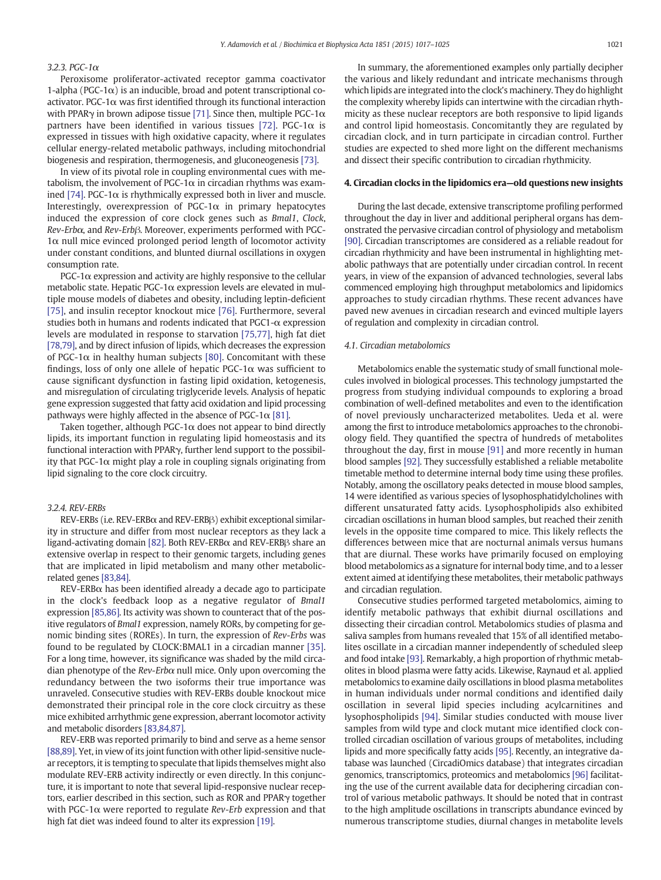#### 3.2.3. PGC-1α

Peroxisome proliferator-activated receptor gamma coactivator 1-alpha (PGC-1α) is an inducible, broad and potent transcriptional co-activator. PGC-1α was first identified through its functional interaction with PPARγ in brown adipose tissue [71]. Since then, multiple PGC-1α partners have been identified in various tissues [72]. PGC-1α is expressed in tissues with high oxidative capacity, where it regulates cellular energy-related metabolic pathways, including mitochondrial biogenesis and respiration, thermogenesis, and gluconeogenesis [73].

In view of its pivotal role in coupling environmental cues with metabolism, the involvement of PGC-1α in circadian rhythms was examined [74]. PGC-1α is rhythmically expressed both in liver and muscle. Interestingly, overexpression of PGC-1α in primary hepatocytes induced the expression of core clock genes such as *Bmal1*, *Clock*, *Rev-Erbα*, and *Rev-Erbβ*. Moreover, experiments performed with PGC-1α null mice evinced prolonged period length of locomotor activity under constant conditions, and blunted diurnal oscillations in oxygen consumption rate.

PGC-1α expression and activity are highly responsive to the cellular metabolic state. Hepatic PGC-1α expression levels are elevated in multiple mouse models of diabetes and obesity, including leptin-deficient [75], and insulin receptor knockout mice [76]. Furthermore, several studies both in humans and rodents indicated that PGC1-α expression levels are modulated in response to starvation [75,77], high fat diet [78,79], and by direct infusion of lipids, which decreases the expression of PGC-1α in healthy human subjects [80]. Concomitant with these findings, loss of only one allele of hepatic PGC-1α was sufficient to cause significant dysfunction in fasting lipid oxidation, ketogenesis, and misregulation of circulating triglyceride levels. Analysis of hepatic gene expression suggested that fatty acid oxidation and lipid processing pathways were highly affected in the absence of PGC-1α [81].

Taken together, although PGC-1α does not appear to bind directly lipids, its important function in regulating lipid homeostasis and its functional interaction with PPARγ, further lend support to the possibility that PGC-1α might play a role in coupling signals originating from lipid signaling to the core clock circuitry.

#### 3.2.4. REV-ERBs

REV-ERBs (i.e. REV-ERBα and REV-ERBβ) exhibit exceptional similarity in structure and differ from most nuclear receptors as they lack a ligand-activating domain [82]. Both REV-ERBα and REV-ERBβ share an extensive overlap in respect to their genomic targets, including genes that are implicated in lipid metabolism and many other metabolic-related genes [83,84].

REV-ERBα has been identified already a decade ago to participate in the clock's feedback loop as a negative regulator of *Bmal1* expression [85,86]. Its activity was shown to counteract that of the positive regulators of *Bmal1* expression, namely RORs, by competing for genomic binding sites (ROREs). In turn, the expression of *Rev-Erbs* was found to be regulated by CLOCK:BMAL1 in a circadian manner [35]. For a long time, however, its significance was shaded by the mild circadian phenotype of the *Rev-Erbα* null mice. Only upon overcoming the redundancy between the two isoforms their true importance was unraveled. Consecutive studies with REV-ERBs double knockout mice demonstrated their principal role in the core clock circuitry as these mice exhibited arrhythmic gene expression, aberrant locomotor activity and metabolic disorders [83,84,87].

REV-ERB was reported primarily to bind and serve as a heme sensor [88,89]. Yet, in view of its joint function with other lipid-sensitive nuclear receptors, it is tempting to speculate that lipids themselves might also modulate REV-ERB activity indirectly or even directly. In this conjuncture, it is important to note that several lipid-responsive nuclear receptors, earlier described in this section, such as ROR and PPARγ together with PGC-1α were reported to regulate *Rev-Erb* expression and that high fat diet was indeed found to alter its expression [19].

In summary, the aforementioned examples only partially decipher the various and likely redundant and intricate mechanisms through which lipids are integrated into the clock's machinery. They do highlight the complexity whereby lipids can intertwine with the circadian rhythmicity as these nuclear receptors are both responsive to lipid ligands and control lipid homeostasis. Concomitantly they are regulated by circadian clock, and in turn participate in circadian control. Further studies are expected to shed more light on the different mechanisms and dissect their specific contribution to circadian rhythmicity.

## 4. Circadian clocks in the lipidomics era—old questions new insights

During the last decade, extensive transcriptome profiling performed throughout the day in liver and additional peripheral organs has demonstrated the pervasive circadian control of physiology and metabolism [90]. Circadian transcriptomes are considered as a reliable readout for circadian rhythmicity and have been instrumental in highlighting metabolic pathways that are potentially under circadian control. In recent years, in view of the expansion of advanced technologies, several labs commenced employing high throughput metabolomics and lipidomics approaches to study circadian rhythms. These recent advances have paved new avenues in circadian research and evinced multiple layers of regulation and complexity in circadian control.

### 4.1. Circadian metabolomics

Metabolomics enable the systematic study of small functional molecules involved in biological processes. This technology jumpstarted the progress from studying individual compounds to exploring a broad combination of well-defined metabolites and even to the identification of novel previously uncharacterized metabolites. Ueda et al. were among the first to introduce metabolomics approaches to the chronobiology field. They quantified the spectra of hundreds of metabolites throughout the day, first in mouse [91] and more recently in human blood samples [92]. They successfully established a reliable metabolite timetable method to determine internal body time using these profiles. Notably, among the oscillatory peaks detected in mouse blood samples, 14 were identified as various species of lysophosphatidylcholines with different unsaturated fatty acids. Lysophospholipids also exhibited circadian oscillations in human blood samples, but reached their zenith levels in the opposite time compared to mice. This likely reflects the differences between mice that are nocturnal animals versus humans that are diurnal. These works have primarily focused on employing blood metabolomics as a signature for internal body time, and to a lesser extent aimed at identifying these metabolites, their metabolic pathways and circadian regulation.

Consecutive studies performed targeted metabolomics, aiming to identify metabolic pathways that exhibit diurnal oscillations and dissecting their circadian control. Metabolomics studies of plasma and saliva samples from humans revealed that 15% of all identified metabolites oscillate in a circadian manner independently of scheduled sleep and food intake [93]. Remarkably, a high proportion of rhythmic metabolites in blood plasma were fatty acids. Likewise, Raynaud et al. applied metabolomics to examine daily oscillations in blood plasma metabolites in human individuals under normal conditions and identified daily oscillation in several lipid species including acylcarnitines and lysophospholipids [94]. Similar studies conducted with mouse liver samples from wild type and clock mutant mice identified clock controlled circadian oscillation of various groups of metabolites, including lipids and more specifically fatty acids [95]. Recently, an integrative database was launched (CircadiOmics database) that integrates circadian genomics, transcriptomics, proteomics and metabolomics [96] facilitating the use of the current available data for deciphering circadian control of various metabolic pathways. It should be noted that in contrast to the high amplitude oscillations in transcripts abundance evinced by numerous transcriptome studies, diurnal changes in metabolite levels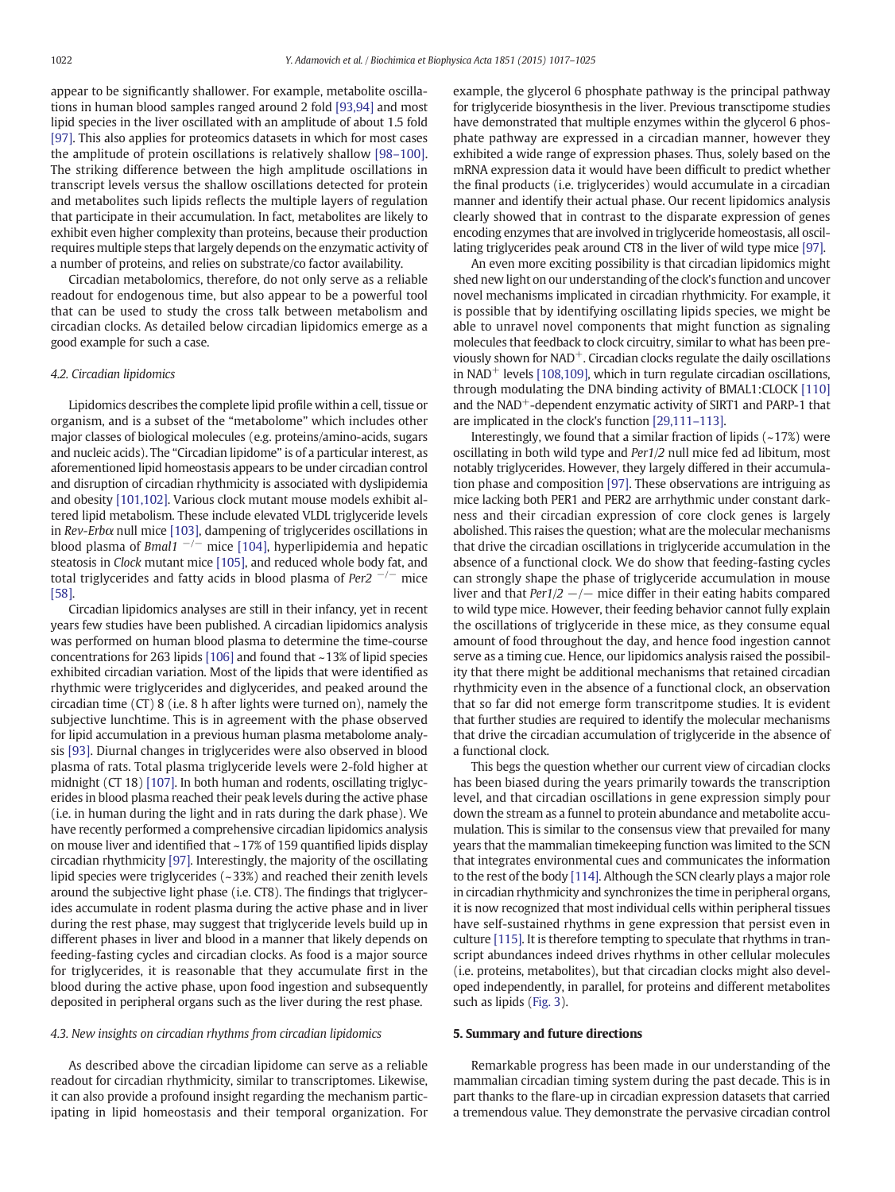appear to be significantly shallower. For example, metabolite oscillations in human blood samples ranged around 2 fold [93,94] and most lipid species in the liver oscillated with an amplitude of about 1.5 fold [97]. This also applies for proteomics datasets in which for most cases the amplitude of protein oscillations is relatively shallow [98–100]. The striking difference between the high amplitude oscillations in transcript levels versus the shallow oscillations detected for protein and metabolites such lipids reflects the multiple layers of regulation that participate in their accumulation. In fact, metabolites are likely to exhibit even higher complexity than proteins, because their production requires multiple steps that largely depends on the enzymatic activity of a number of proteins, and relies on substrate/co factor availability.

Circadian metabolomics, therefore, do not only serve as a reliable readout for endogenous time, but also appear to be a powerful tool that can be used to study the cross talk between metabolism and circadian clocks. As detailed below circadian lipidomics emerge as a good example for such a case.

### 4.2. Circadian lipidomics

Lipidomics describes the complete lipid profile within a cell, tissue or organism, and is a subset of the "metabolome" which includes other major classes of biological molecules (e.g. proteins/amino-acids, sugars and nucleic acids). The "Circadian lipidome" is of a particular interest, as aforementioned lipid homeostasis appears to be under circadian control and disruption of circadian rhythmicity is associated with dyslipidemia and obesity [101,102]. Various clock mutant mouse models exhibit altered lipid metabolism. These include elevated VLDL triglyceride levels in *Rev-Erbα* null mice [103], dampening of triglycerides oscillations in blood plasma of *Bmal1* $^{-/-}$ mice [104], hyperlipidemia and hepatic steatosis in *Clock* mutant mice [105], and reduced whole body fat, and total triglycerides and fatty acids in blood plasma of *Per2* $^{-/-}$ mice [58].

Circadian lipidomics analyses are still in their infancy, yet in recent years few studies have been published. A circadian lipidomics analysis was performed on human blood plasma to determine the time-course concentrations for 263 lipids [106] and found that ~13% of lipid species exhibited circadian variation. Most of the lipids that were identified as rhythmic were triglycerides and diglycerides, and peaked around the circadian time (CT) 8 (i.e. 8 h after lights were turned on), namely the subjective lunchtime. This is in agreement with the phase observed for lipid accumulation in a previous human plasma metabolome analysis [93]. Diurnal changes in triglycerides were also observed in blood plasma of rats. Total plasma triglyceride levels were 2-fold higher at midnight (CT 18) [107]. In both human and rodents, oscillating triglycerides in blood plasma reached their peak levels during the active phase (i.e. in human during the light and in rats during the dark phase). We have recently performed a comprehensive circadian lipidomics analysis on mouse liver and identified that ~17% of 159 quantified lipids display circadian rhythmicity [97]. Interestingly, the majority of the oscillating lipid species were triglycerides (~33%) and reached their zenith levels around the subjective light phase (i.e. CT8). The findings that triglycerides accumulate in rodent plasma during the active phase and in liver during the rest phase, may suggest that triglyceride levels build up in different phases in liver and blood in a manner that likely depends on feeding-fasting cycles and circadian clocks. As food is a major source for triglycerides, it is reasonable that they accumulate first in the blood during the active phase, upon food ingestion and subsequently deposited in peripheral organs such as the liver during the rest phase.

### 4.3. New insights on circadian rhythms from circadian lipidomics

As described above the circadian lipidome can serve as a reliable readout for circadian rhythmicity, similar to transcriptomes. Likewise, it can also provide a profound insight regarding the mechanism participating in lipid homeostasis and their temporal organization. For example, the glycerol 6 phosphate pathway is the principal pathway for triglyceride biosynthesis in the liver. Previous transctipome studies have demonstrated that multiple enzymes within the glycerol 6 phosphate pathway are expressed in a circadian manner, however they exhibited a wide range of expression phases. Thus, solely based on the mRNA expression data it would have been difficult to predict whether the final products (i.e. triglycerides) would accumulate in a circadian manner and identify their actual phase. Our recent lipidomics analysis clearly showed that in contrast to the disparate expression of genes encoding enzymes that are involved in triglyceride homeostasis, all oscillating triglycerides peak around CT8 in the liver of wild type mice [97].

An even more exciting possibility is that circadian lipidomics might shed new light on our understanding of the clock's function and uncover novel mechanisms implicated in circadian rhythmicity. For example, it is possible that by identifying oscillating lipids species, we might be able to unravel novel components that might function as signaling molecules that feedback to clock circuitry, similar to what has been previously shown for $NAD^{+}$. Circadian clocks regulate the daily oscillations in $NAD^{+}$ levels [108,109], which in turn regulate circadian oscillations, through modulating the DNA binding activity of BMAL1:CLOCK [110] and the $NAD^{+}$-dependent enzymatic activity of SIRT1 and PARP-1 that are implicated in the clock's function [29,111–113].

Interestingly, we found that a similar fraction of lipids (~17%) were oscillating in both wild type and *Per1/2* null mice fed ad libitum, most notably triglycerides. However, they largely differed in their accumulation phase and composition [97]. These observations are intriguing as mice lacking both PER1 and PER2 are arrhythmic under constant darkness and their circadian expression of core clock genes is largely abolished. This raises the question; what are the molecular mechanisms that drive the circadian oscillations in triglyceride accumulation in the absence of a functional clock. We do show that feeding-fasting cycles can strongly shape the phase of triglyceride accumulation in mouse liver and that *Per1/2* −/− mice differ in their eating habits compared to wild type mice. However, their feeding behavior cannot fully explain the oscillations of triglyceride in these mice, as they consume equal amount of food throughout the day, and hence food ingestion cannot serve as a timing cue. Hence, our lipidomics analysis raised the possibility that there might be additional mechanisms that retained circadian rhythmicity even in the absence of a functional clock, an observation that so far did not emerge form transcritpome studies. It is evident that further studies are required to identify the molecular mechanisms that drive the circadian accumulation of triglyceride in the absence of a functional clock.

This begs the question whether our current view of circadian clocks has been biased during the years primarily towards the transcription level, and that circadian oscillations in gene expression simply pour down the stream as a funnel to protein abundance and metabolite accumulation. This is similar to the consensus view that prevailed for many years that the mammalian timekeeping function was limited to the SCN that integrates environmental cues and communicates the information to the rest of the body [114]. Although the SCN clearly plays a major role in circadian rhythmicity and synchronizes the time in peripheral organs, it is now recognized that most individual cells within peripheral tissues have self-sustained rhythms in gene expression that persist even in culture [115]. It is therefore tempting to speculate that rhythms in transcript abundances indeed drives rhythms in other cellular molecules (i.e. proteins, metabolites), but that circadian clocks might also developed independently, in parallel, for proteins and different metabolites such as lipids (Fig. 3).

## 5. Summary and future directions

Remarkable progress has been made in our understanding of the mammalian circadian timing system during the past decade. This is in part thanks to the flare-up in circadian expression datasets that carried a tremendous value. They demonstrate the pervasive circadian control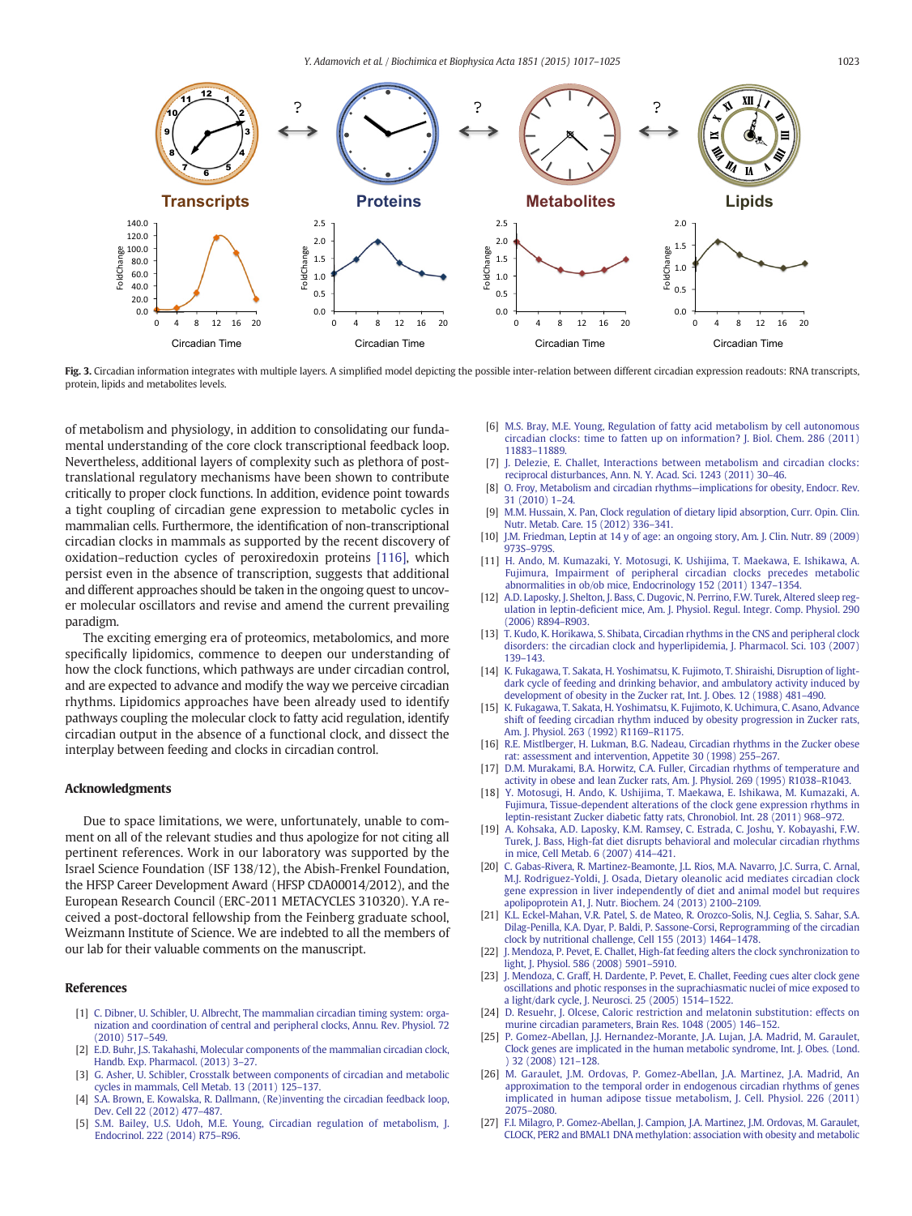Fig. 3. Circadian information integrates with multiple layers. A simplified model depicting the possible inter-relation between different circadian expression readouts: RNA transcripts, protein, lipids and metabolites levels.

of metabolism and physiology, in addition to consolidating our fundamental understanding of the core clock transcriptional feedback loop. Nevertheless, additional layers of complexity such as plethora of post-translational regulatory mechanisms have been shown to contribute critically to proper clock functions. In addition, evidence point towards a tight coupling of circadian gene expression to metabolic cycles in mammalian cells. Furthermore, the identification of non-transcriptional circadian clocks in mammals as supported by the recent discovery of oxidation–reduction cycles of peroxiredoxin proteins [116], which persist even in the absence of transcription, suggests that additional and different approaches should be taken in the ongoing quest to uncover molecular oscillators and revise and amend the current prevailing paradigm.

The exciting emerging era of proteomics, metabolomics, and more specifically lipidomics, commence to deepen our understanding of how the clock functions, which pathways are under circadian control, and are expected to advance and modify the way we perceive circadian rhythms. Lipidomics approaches have been already used to identify pathways coupling the molecular clock to fatty acid regulation, identify circadian output in the absence of a functional clock, and dissect the interplay between feeding and clocks in circadian control.

## Acknowledgments

Due to space limitations, we were, unfortunately, unable to comment on all of the relevant studies and thus apologize for not citing all pertinent references. Work in our laboratory was supported by the Israel Science Foundation (ISF 138/12), the Abish-Frenkel Foundation, the HFSP Career Development Award (HFSP CDA00014/2012), and the European Research Council (ERC-2011 METACYCLES 310320). Y.A received a post-doctoral fellowship from the Feinberg graduate school, Weizmann Institute of Science. We are indebted to all the members of our lab for their valuable comments on the manuscript.

## References

[1] C. Dibner, U. Schibler, U. Albrecht, The mammalian circadian timing system: organization and coordination of central and peripheral clocks, Annu. Rev. Physiol. 72 (2010) 517–549.

[2] E.D. Buhr, J.S. Takahashi, Molecular components of the mammalian circadian clock, Handb. Exp. Pharmacol. (2013) 3–27.

[3] G. Asher, U. Schibler, Crosstalk between components of circadian and metabolic cycles in mammals, Cell Metab. 13 (2011) 125–137.

[4] S.A. Brown, E. Kowalska, R. Dallmann, (Re)inventing the circadian feedback loop, Dev. Cell 22 (2012) 477–487.

[5] S.M. Bailey, U.S. Udoh, M.E. Young, Circadian regulation of metabolism, J. Endocrinol. 222 (2014) R75–R96.

[6] M.S. Bray, M.E. Young, Regulation of fatty acid metabolism by cell autonomous circadian clocks: time to fatten up on information? J. Biol. Chem. 286 (2011) 11883–11889.

[7] J. Delezie, E. Challet, Interactions between metabolism and circadian clocks: reciprocal disturbances, Ann. N. Y. Acad. Sci. 1243 (2011) 30–46.

[8] O. Froy, Metabolism and circadian rhythms—implications for obesity, Endocr. Rev. 31 (2010) 1–24.

[9] M.M. Hussain, X. Pan, Clock regulation of dietary lipid absorption, Curr. Opin. Clin. Nutr. Metab. Care. 15 (2012) 336–341.

[10] J.M. Friedman, Leptin at 14 y of age: an ongoing story, Am. J. Clin. Nutr. 89 (2009) 973S–979S.

[11] H. Ando, M. Kumazaki, Y. Motosugi, K. Ushijima, T. Maekawa, E. Ishikawa, A. Fujimura, Impairment of peripheral circadian clocks precedes metabolic abnormalities in ob/ob mice, Endocrinology 152 (2011) 1347–1354.

[12] A.D. Laposky, J. Shelton, J. Bass, C. Dugovic, N. Perrino, F.W. Turek, Altered sleep regulation in leptin-deficient mice, Am. J. Physiol. Regul. Integr. Comp. Physiol. 290 (2006) R894–R903.

[13] T. Kudo, K. Horikawa, S. Shibata, Circadian rhythms in the CNS and peripheral clock disorders: the circadian clock and hyperlipidemia, J. Pharmacol. Sci. 103 (2007) 139–143.

[14] K. Fukagawa, T. Sakata, H. Yoshimatsu, K. Fujimoto, T. Shiraishi, Disruption of light-dark cycle of feeding and drinking behavior, and ambulatory activity induced by development of obesity in the Zucker rat, Int. J. Obes. 12 (1988) 481–490.

[15] K. Fukagawa, T. Sakata, H. Yoshimatsu, K. Fujimoto, K. Uchimura, C. Asano, Advance shift of feeding circadian rhythm induced by obesity progression in Zucker rats, Am. J. Physiol. 263 (1992) R1169–R1175.

[16] R.E. Mistlberger, H. Lukman, B.G. Nadeau, Circadian rhythms in the Zucker obese rat: assessment and intervention, Appetite 30 (1998) 255–267.

[17] D.M. Murakami, B.A. Horwitz, C.A. Fuller, Circadian rhythms of temperature and activity in obese and lean Zucker rats, Am. J. Physiol. 269 (1995) R1038–R1043.

[18] Y. Motosugi, H. Ando, K. Ushijima, T. Maekawa, E. Ishikawa, M. Kumazaki, A. Fujimura, Tissue-dependent alterations of the clock gene expression rhythms in leptin-resistant Zucker diabetic fatty rats, Chronobiol. Int. 28 (2011) 968–972.

[19] A. Kohsaka, A.D. Laposky, K.M. Ramsey, C. Estrada, C. Joshu, Y. Kobayashi, F.W. Turek, J. Bass, High-fat diet disrupts behavioral and molecular circadian rhythms in mice, Cell Metab. 6 (2007) 414–421.

[20] C. Gabas-Rivera, R. Martinez-Beamonte, J.L. Rios, M.A. Navarro, J.C. Surra, C. Arnal, M.J. Rodriguez-Yoldi, J. Osada, Dietary oleanolic acid mediates circadian clock gene expression in liver independently of diet and animal model but requires apolipoprotein A1, J. Nutr. Biochem. 24 (2013) 2100–2109.

[21] K.L. Eckel-Mahan, V.R. Patel, S. de Mateo, R. Orozco-Solis, N.J. Ceglia, S. Sahar, S.A. Dilag-Penilla, K.A. Dyar, P. Baldi, P. Sassone-Corsi, Reprogramming of the circadian clock by nutritional challenge, Cell 155 (2013) 1464–1478.

[22] J. Mendoza, P. Pevet, E. Challet, High-fat feeding alters the clock synchronization to light, J. Physiol. 586 (2008) 5901–5910.

[23] J. Mendoza, C. Graff, H. Dardente, P. Pevet, E. Challet, Feeding cues alter clock gene oscillations and photic responses in the suprachiasmatic nuclei of mice exposed to a light/dark cycle, J. Neurosci. 25 (2005) 1514–1522.

[24] D. Resuehr, J. Olcese, Caloric restriction and melatonin substitution: effects on murine circadian parameters, Brain Res. 1048 (2005) 146–152.

[25] P. Gomez-Abellan, J.J. Hernandez-Morante, J.A. Lujan, J.A. Madrid, M. Garaulet, Clock genes are implicated in the human metabolic syndrome, Int. J. Obes. (Lond.) 32 (2008) 121–128.

[26] M. Garaulet, J.M. Ordovas, P. Gomez-Abellan, J.A. Martinez, J.A. Madrid, An approximation to the temporal order in endogenous circadian rhythms of genes implicated in human adipose tissue metabolism, J. Cell. Physiol. 226 (2011) 2075–2080.

[27] F.I. Milagro, P. Gomez-Abellan, J. Campion, J.A. Martinez, J.M. Ordovas, M. Garaulet, CLOCK, PER2 and BMAL1 DNA methylation: association with obesity and metabolic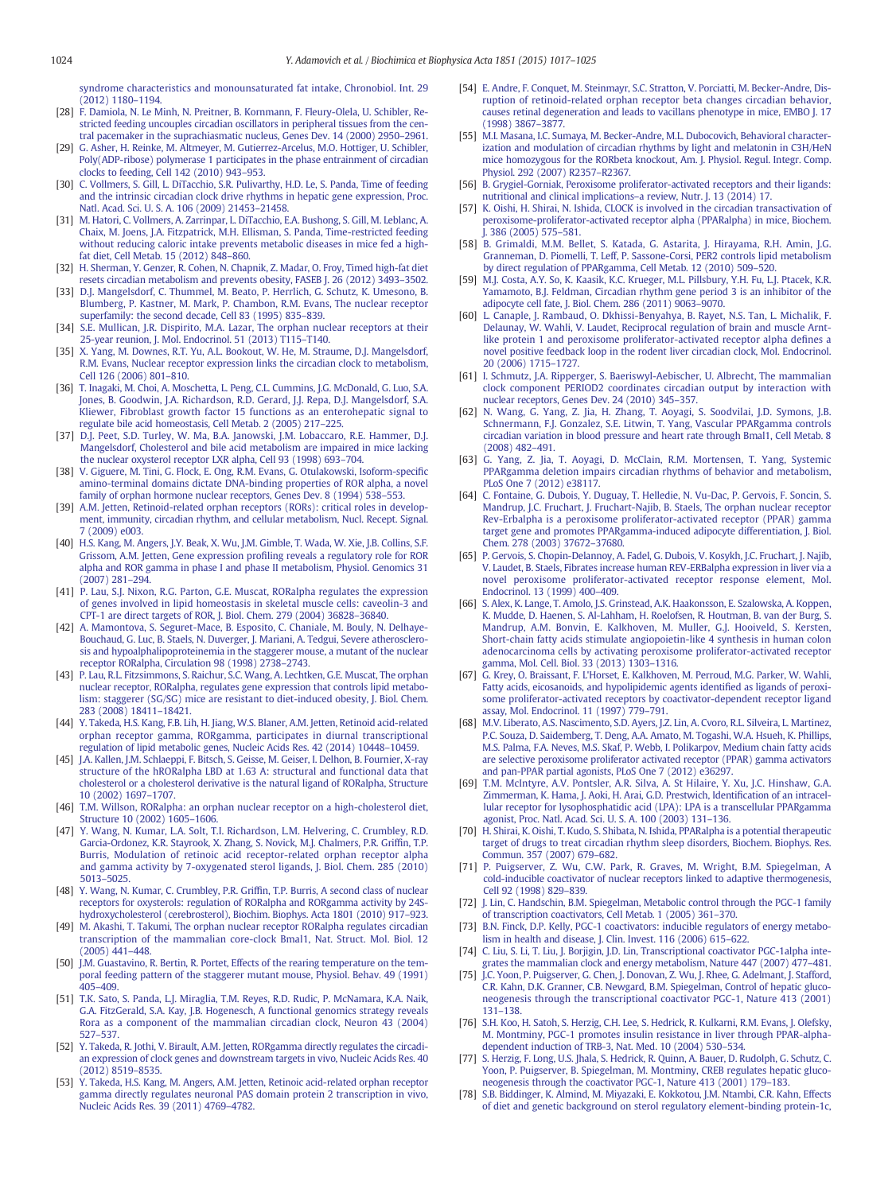syndrome characteristics and monounsaturated fat intake, Chronobiol. Int. 29 (2012) 1180–1194.

[28] F. Damiola, N. Le Minh, N. Preitner, B. Kornmann, F. Fleury-Olela, U. Schibler, Restricted feeding uncouples circadian oscillators in peripheral tissues from the central pacemaker in the suprachiasmatic nucleus, Genes Dev. 14 (2000) 2950–2961.

[29] G. Asher, H. Reinke, M. Altmeyer, M. Gutierrez-Arcelus, M.O. Hottiger, U. Schibler, Poly(ADP-ribose) polymerase 1 participates in the phase entrainment of circadian clocks to feeding, Cell 142 (2010) 943–953.

[30] C. Vollmers, S. Gill, L. DiTacchio, S.R. Pulivarthy, H.D. Le, S. Panda, Time of feeding and the intrinsic circadian clock drive rhythms in hepatic gene expression, Proc. Natl. Acad. Sci. U. S. A. 106 (2009) 21453–21458.

[31] M. Hatori, C. Vollmers, A. Zarrinpar, L. DiTacchio, E.A. Bushong, S. Gill, M. Leblanc, A. Chaix, M. Joens, J.A. Fitzpatrick, M.H. Ellisman, S. Panda, Time-restricted feeding without reducing caloric intake prevents metabolic diseases in mice fed a high-fat diet, Cell Metab. 15 (2012) 848–860.

[32] H. Sherman, Y. Genzer, R. Cohen, N. Chapnik, Z. Madar, O. Froy, Timed high-fat diet resets circadian metabolism and prevents obesity, FASEB J. 26 (2012) 3493–3502.

[33] D.J. Mangelsdorf, C. Thummel, M. Beato, P. Herrlich, G. Schutz, K. Umesono, B. Blumberg, P. Kastner, M. Mark, P. Chambon, R.M. Evans, The nuclear receptor superfamily: the second decade, Cell 83 (1995) 835–839.

[34] S.E. Mullican, J.R. Dispirito, M.A. Lazar, The orphan nuclear receptors at their 25-year reunion, J. Mol. Endocrinol. 51 (2013) T115–T140.

[35] X. Yang, M. Downes, R.T. Yu, A.L. Bookout, W. He, M. Straume, D.J. Mangelsdorf, R.M. Evans, Nuclear receptor expression links the circadian clock to metabolism, Cell 126 (2006) 801–810.

[36] T. Inagaki, M. Choi, A. Moschetta, L. Peng, C.L. Cummins, J.G. McDonald, G. Luo, S.A. Jones, B. Goodwin, J.A. Richardson, R.D. Gerard, J.J. Repa, D.J. Mangelsdorf, S.A. Kliewer, Fibroblast growth factor 15 functions as an enterohepatic signal to regulate bile acid homeostasis, Cell Metab. 2 (2005) 217–225.

[37] D.J. Peet, S.D. Turley, W. Ma, B.A. Janowski, J.M. Lobaccaro, R.E. Hammer, D.J. Mangelsdorf, Cholesterol and bile acid metabolism are impaired in mice lacking the nuclear oxysterol receptor LXR alpha, Cell 93 (1998) 693–704.

[38] V. Giguere, M. Tini, G. Flock, E. Ong, R.M. Evans, G. Otulakowski, Isoform-specific amino-terminal domains dictate DNA-binding properties of ROR alpha, a novel family of orphan hormone nuclear receptors, Genes Dev. 8 (1994) 538–553.

[39] A.M. Jetten, Retinoid-related orphan receptors (RORs): critical roles in development, immunity, circadian rhythm, and cellular metabolism, Nucl. Recept. Signal. 7 (2009) e003.

[40] H.S. Kang, M. Angers, J.Y. Beak, X. Wu, J.M. Gimble, T. Wada, W. Xie, J.B. Collins, S.F. Grissom, A.M. Jetten, Gene expression profiling reveals a regulatory role for ROR alpha and ROR gamma in phase I and phase II metabolism, Physiol. Genomics 31 (2007) 281–294.

[41] P. Lau, S.J. Nixon, R.G. Parton, G.E. Muscat, RORalpha regulates the expression of genes involved in lipid homeostasis in skeletal muscle cells: caveolin-3 and CPT-1 are direct targets of ROR, J. Biol. Chem. 279 (2004) 36828–36840.

[42] A. Mamontova, S. Seguret-Mace, B. Esposito, C. Chaniale, M. Bouly, N. Delhaye-Bouchaud, G. Luc, B. Staels, N. Duverger, J. Mariani, A. Tedgui, Severe atherosclerosis and hypoalphalipoproteinemia in the staggerer mouse, a mutant of the nuclear receptor RORalpha, Circulation 98 (1998) 2738–2743.

[43] P. Lau, R.L. Fitzsimmons, S. Raichur, S.C. Wang, A. Lechtken, G.E. Muscat, The orphan nuclear receptor, RORalpha, regulates gene expression that controls lipid metabolism: staggerer (SG/SG) mice are resistant to diet-induced obesity, J. Biol. Chem. 283 (2008) 18411–18421.

[44] Y. Takeda, H.S. Kang, F.B. Lih, H. Jiang, W.S. Blaner, A.M. Jetten, Retinoid acid-related orphan receptor gamma, RORgamma, participates in diurnal transcriptional regulation of lipid metabolic genes, Nucleic Acids Res. 42 (2014) 10448–10459.

[45] J.A. Kallen, J.M. Schlaeppi, F. Bitsch, S. Geisse, M. Geiser, I. Delhon, B. Fournier, X-ray structure of the hRORalpha LBD at 1.63 A: structural and functional data that cholesterol or a cholesterol derivative is the natural ligand of RORalpha, Structure 10 (2002) 1697–1707.

[46] T.M. Willson, RORalpha: an orphan nuclear receptor on a high-cholesterol diet, Structure 10 (2002) 1605–1606.

[47] Y. Wang, N. Kumar, L.A. Solt, T.I. Richardson, L.M. Helvering, C. Crumbley, R.D. Garcia-Ordonez, K.R. Stayrook, X. Zhang, S. Novick, M.J. Chalmers, P.R. Griffin, T.P. Burris, Modulation of retinoic acid receptor-related orphan receptor alpha and gamma activity by 7-oxygenated sterol ligands, J. Biol. Chem. 285 (2010) 5013–5025.

[48] Y. Wang, N. Kumar, C. Crumbley, P.R. Griffin, T.P. Burris, A second class of nuclear receptors for oxysterols: regulation of RORalpha and RORgamma activity by 24S-hydroxycholesterol (cerebrosterol), Biochim. Biophys. Acta 1801 (2010) 917–923.

[49] M. Akashi, T. Takumi, The orphan nuclear receptor RORalpha regulates circadian transcription of the mammalian core-clock Bmal1, Nat. Struct. Mol. Biol. 12 (2005) 441–448.

[50] J.M. Guastavino, R. Bertin, R. Portet, Effects of the rearing temperature on the temporal feeding pattern of the staggerer mutant mouse, Physiol. Behav. 49 (1991) 405–409.

[51] T.K. Sato, S. Panda, L.J. Miraglia, T.M. Reyes, R.D. Rudic, P. McNamara, K.A. Naik, G.A. FitzGerald, S.A. Kay, J.B. Hogenesch, A functional genomics strategy reveals Rora as a component of the mammalian circadian clock, Neuron 43 (2004) 527–537.

[52] Y. Takeda, R. Jothi, V. Birault, A.M. Jetten, RORgamma directly regulates the circadian expression of clock genes and downstream targets in vivo, Nucleic Acids Res. 40 (2012) 8519–8535.

[53] Y. Takeda, H.S. Kang, M. Angers, A.M. Jetten, Retinoic acid-related orphan receptor gamma directly regulates neuronal PAS domain protein 2 transcription in vivo, Nucleic Acids Res. 39 (2011) 4769–4782.

[54] E. Andre, F. Conquet, M. Steinmayr, S.C. Stratton, V. Porciatti, M. Becker-Andre, Disruption of retinoid-related orphan receptor beta changes circadian behavior, causes retinal degeneration and leads to vacillans phenotype in mice, EMBO J. 17 (1998) 3867–3877.

[55] M.I. Masana, I.C. Sumaya, M. Becker-Andre, M.L. Dubocovich, Behavioral characterization and modulation of circadian rhythms by light and melatonin in C3H/HeN mice homozygous for the RORbeta knockout, Am. J. Physiol. Regul. Integr. Comp. Physiol. 292 (2007) R2357–R2367.

[56] B. Grygiel-Gorniak, Peroxisome proliferator-activated receptors and their ligands: nutritional and clinical implications–a review, Nutr. J. 13 (2014) 17.

[57] K. Oishi, H. Shirai, N. Ishida, CLOCK is involved in the circadian transactivation of peroxisome-proliferator-activated receptor alpha (PPARalpha) in mice, Biochem. J. 386 (2005) 575–581.

[58] B. Grimaldi, M.M. Bellet, S. Katada, G. Astarita, J. Hirayama, R.H. Amin, J.G. Granneman, D. Piomelli, T. Leff, P. Sassone-Corsi, PER2 controls lipid metabolism by direct regulation of PPARgamma, Cell Metab. 12 (2010) 509–520.

[59] M.J. Costa, A.Y. So, K. Kaasik, K.C. Krueger, M.L. Pillsbury, Y.H. Fu, L.J. Ptacek, K.R. Yamamoto, B.J. Feldman, Circadian rhythm gene period 3 is an inhibitor of the adipocyte cell fate, J. Biol. Chem. 286 (2011) 9063–9070.

[60] L. Canaple, J. Rambaud, O. Dkhissi-Benyahya, B. Rayet, N.S. Tan, L. Michalik, F. Delaunay, W. Wahli, V. Laudet, Reciprocal regulation of brain and muscle Arnt-like protein 1 and peroxisome proliferator-activated receptor alpha defines a novel positive feedback loop in the rodent liver circadian clock, Mol. Endocrinol. 20 (2006) 1715–1727.

[61] I. Schmutz, J.A. Ripperger, S. Baeriswyl-Aebischer, U. Albrecht, The mammalian clock component PERIOD2 coordinates circadian output by interaction with nuclear receptors, Genes Dev. 24 (2010) 345–357.

[62] N. Wang, G. Yang, Z. Jia, H. Zhang, T. Aoyagi, S. Soodvilai, J.D. Symons, J.B. Schnermann, F.J. Gonzalez, S.E. Litwin, T. Yang, Vascular PPARgamma controls circadian variation in blood pressure and heart rate through Bmal1, Cell Metab. 8 (2008) 482–491.

[63] G. Yang, Z. Jia, T. Aoyagi, D. McClain, R.M. Mortensen, T. Yang, Systemic PPARgamma deletion impairs circadian rhythms of behavior and metabolism, PLoS One 7 (2012) e38117.

[64] C. Fontaine, G. Dubois, Y. Duguay, T. Helledie, N. Vu-Dac, P. Gervois, F. Soncin, S. Mandrup, J.C. Fruchart, J. Fruchart-Najib, B. Staels, The orphan nuclear receptor Rev-Erbalpha is a peroxisome proliferator-activated receptor (PPAR) gamma target gene and promotes PPARgamma-induced adipocyte differentiation, J. Biol. Chem. 278 (2003) 37672–37680.

[65] P. Gervois, S. Chopin-Delannoy, A. Fadel, G. Dubois, V. Kosykh, J.C. Fruchart, J. Najib, V. Laudet, B. Staels, Fibrates increase human REV-ERBalpha expression in liver via a novel peroxisome proliferator-activated receptor response element, Mol. Endocrinol. 13 (1999) 400–409.

[66] S. Alex, K. Lange, T. Amolo, J.S. Grinstead, A.K. Haakonsson, E. Szalowska, A. Koppen, K. Mudde, D. Haenen, S. Al-Lahham, H. Roelofsen, R. Houtman, B. van der Burg, S. Mandrup, A.M. Bonvin, E. Kalkhoven, M. Muller, G.J. Hooiveld, S. Kersten, Short-chain fatty acids stimulate angiopoietin-like 4 synthesis in human colon adenocarcinoma cells by activating peroxisome proliferator-activated receptor gamma, Mol. Cell. Biol. 33 (2013) 1303–1316.

[67] G. Krey, O. Braissant, F. L'Horset, E. Kalkhoven, M. Perroud, M.G. Parker, W. Wahli, Fatty acids, eicosanoids, and hypolipidemic agents identified as ligands of peroxisome proliferator-activated receptors by coactivator-dependent receptor ligand assay, Mol. Endocrinol. 11 (1997) 779–791.

[68] M.V. Liberato, A.S. Nascimento, S.D. Ayers, J.Z. Lin, A. Cvoro, R.L. Silveira, L. Martinez, P.C. Souza, D. Saidemberg, T. Deng, A.A. Amato, M. Togashi, W.A. Hsueh, K. Phillips, M.S. Palma, F.A. Neves, M.S. Skaf, P. Webb, I. Polikarpov, Medium chain fatty acids are selective peroxisome proliferator activated receptor (PPAR) gamma activators and pan-PPAR partial agonists, PLoS One 7 (2012) e36297.

[69] T.M. McIntyre, A.V. Pontsler, A.R. Silva, A. St Hilaire, Y. Xu, J.C. Hinshaw, G.A. Zimmerman, K. Hama, J. Aoki, H. Arai, G.D. Prestwich, Identification of an intracellular receptor for lysophosphatidic acid (LPA): LPA is a transcellular PPARgamma agonist, Proc. Natl. Acad. Sci. U. S. A. 100 (2003) 131–136.

[70] H. Shirai, K. Oishi, T. Kudo, S. Shibata, N. Ishida, PPARalpha is a potential therapeutic target of drugs to treat circadian rhythm sleep disorders, Biochem. Biophys. Res. Commun. 357 (2007) 679–682.

[71] P. Puigserver, Z. Wu, C.W. Park, R. Graves, M. Wright, B.M. Spiegelman, A cold-inducible coactivator of nuclear receptors linked to adaptive thermogenesis, Cell 92 (1998) 829–839.

[72] J. Lin, C. Handschin, B.M. Spiegelman, Metabolic control through the PGC-1 family of transcription coactivators, Cell Metab. 1 (2005) 361–370.

[73] B.N. Finck, D.P. Kelly, PGC-1 coactivators: inducible regulators of energy metabolism in health and disease, J. Clin. Invest. 116 (2006) 615–622.

[74] C. Liu, S. Li, T. Liu, J. Borjigin, J.D. Lin, Transcriptional coactivator PGC-1alpha integrates the mammalian clock and energy metabolism, Nature 447 (2007) 477–481.

[75] J.C. Yoon, P. Puigserver, G. Chen, J. Donovan, Z. Wu, J. Rhee, G. Adelmant, J. Stafford, C.R. Kahn, D.K. Granner, C.B. Newgard, B.M. Spiegelman, Control of hepatic gluconeogenesis through the transcriptional coactivator PGC-1, Nature 413 (2001) 131–138.

[76] S.H. Koo, H. Satoh, S. Herzig, C.H. Lee, S. Hedrick, R. Kulkarni, R.M. Evans, J. Olefsky, M. Montminy, PGC-1 promotes insulin resistance in liver through PPAR-alpha-dependent induction of TRB-3, Nat. Med. 10 (2004) 530–534.

[77] S. Herzig, F. Long, U.S. Jhala, S. Hedrick, R. Quinn, A. Bauer, D. Rudolph, G. Schutz, C. Yoon, P. Puigserver, B. Spiegelman, M. Montminy, CREB regulates hepatic gluconeogenesis through the coactivator PGC-1, Nature 413 (2001) 179–183.

[78] S.B. Biddinger, K. Almind, M. Miyazaki, E. Kokkotou, J.M. Ntambi, C.R. Kahn, Effects of diet and genetic background on sterol regulatory element-binding protein-1c,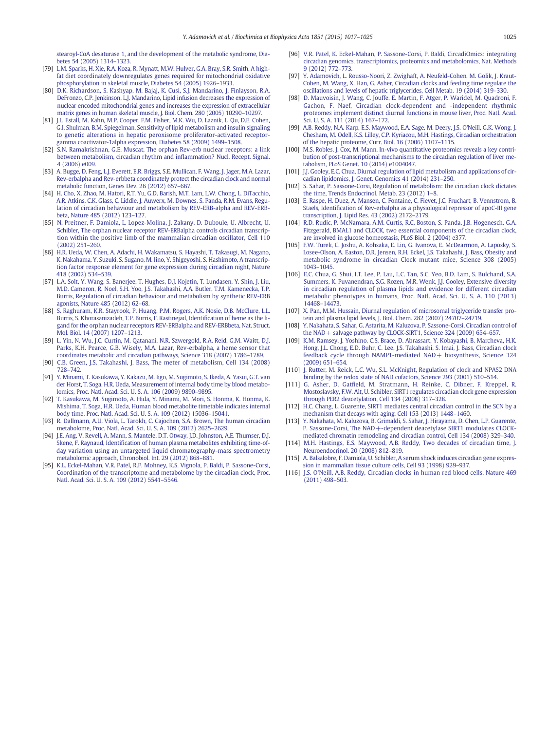stearoyl-CoA desaturase 1, and the development of the metabolic syndrome, Diabetes 54 (2005) 1314–1323.

[79] L.M. Sparks, H. Xie, R.A. Koza, R. Mynatt, M.W. Hulver, G.A. Bray, S.R. Smith, A high-fat diet coordinately downregulates genes required for mitochondrial oxidative phosphorylation in skeletal muscle, Diabetes 54 (2005) 1926–1933.

[80] D.K. Richardson, S. Kashyap, M. Bajaj, K. Cusi, S.J. Mandarino, J. Finlayson, R.A. DeFronzo, C.P. Jenkinson, L.J. Mandarino, Lipid infusion decreases the expression of nuclear encoded mitochondrial genes and increases the expression of extracellular matrix genes in human skeletal muscle, J. Biol. Chem. 280 (2005) 10290–10297.

[81] J.L. Estall, M. Kahn, M.P. Cooper, F.M. Fisher, M.K. Wu, D. Laznik, L. Qu, D.E. Cohen, G.I. Shulman, B.M. Spiegelman, Sensitivity of lipid metabolism and insulin signaling to genetic alterations in hepatic peroxisome proliferator-activated receptor-gamma coactivator-1alpha expression, Diabetes 58 (2009) 1499–1508.

[82] S.N. Ramakrishnan, G.E. Muscat, The orphan Rev-erb nuclear receptors: a link between metabolism, circadian rhythm and inflammation? Nucl. Recept. Signal. 4 (2006) e009.

[83] A. Bugge, D. Feng, L.J. Everett, E.R. Briggs, S.E. Mullican, F. Wang, J. Jager, M.A. Lazar, Rev-erbalpha and Rev-erbbeta coordinately protect the circadian clock and normal metabolic function, Genes Dev. 26 (2012) 657–667.

[84] H. Cho, X. Zhao, M. Hatori, R.T. Yu, G.D. Barish, M.T. Lam, L.W. Chong, L. DiTacchio, A.R. Atkins, C.K. Glass, C. Liddle, J. Auwerx, M. Downes, S. Panda, R.M. Evans, Regulation of circadian behaviour and metabolism by REV-ERB-alpha and REV-ERB-beta, Nature 485 (2012) 123–127.

[85] N. Preitner, F. Damiola, L. Lopez-Molina, J. Zakany, D. Duboule, U. Albrecht, U. Schibler, The orphan nuclear receptor REV-ERBalpha controls circadian transcription within the positive limb of the mammalian circadian oscillator, Cell 110 (2002) 251–260.

[86] H.R. Ueda, W. Chen, A. Adachi, H. Wakamatsu, S. Hayashi, T. Takasugi, M. Nagano, K. Nakahama, Y. Suzuki, S. Sugano, M. Iino, Y. Shigeyoshi, S. Hashimoto, A transcription factor response element for gene expression during circadian night, Nature 418 (2002) 534–539.

[87] L.A. Solt, Y. Wang, S. Banerjee, T. Hughes, D.J. Kojetin, T. Lundasen, Y. Shin, J. Liu, M.D. Cameron, R. Noel, S.H. Yoo, J.S. Takahashi, A.A. Butler, T.M. Kamenecka, T.P. Burris, Regulation of circadian behaviour and metabolism by synthetic REV-ERB agonists, Nature 485 (2012) 62–68.

[88] S. Raghuram, K.R. Stayrook, P. Huang, P.M. Rogers, A.K. Nosie, D.B. McClure, L.L. Burris, S. Khorasanizadeh, T.P. Burris, F. Rastinejad, Identification of heme as the ligand for the orphan nuclear receptors REV-ERBalpha and REV-ERBbeta, Nat. Struct. Mol. Biol. 14 (2007) 1207–1213.

[89] L. Yin, N. Wu, J.C. Curtin, M. Qatanani, N.R. Szwergold, R.A. Reid, G.M. Waitt, D.J. Parks, K.H. Pearce, G.B. Wisely, M.A. Lazar, Rev-erbalpha, a heme sensor that coordinates metabolic and circadian pathways, Science 318 (2007) 1786–1789.

[90] C.B. Green, J.S. Takahashi, J. Bass, The meter of metabolism, Cell 134 (2008) 728–742.

[91] Y. Minami, T. Kasukawa, Y. Kakazu, M. Iigo, M. Sugimoto, S. Ikeda, A. Yasui, G.T. van der Horst, T. Soga, H.R. Ueda, Measurement of internal body time by blood metabolomics, Proc. Natl. Acad. Sci. U. S. A. 106 (2009) 9890–9895.

[92] T. Kasukawa, M. Sugimoto, A. Hida, Y. Minami, M. Mori, S. Honma, K. Honma, K. Mishima, T. Soga, H.R. Ueda, Human blood metabolite timetable indicates internal body time, Proc. Natl. Acad. Sci. U. S. A. 109 (2012) 15036–15041.

[93] R. Dallmann, A.U. Viola, L. Tarokh, C. Cajochen, S.A. Brown, The human circadian metabolome, Proc. Natl. Acad. Sci. U. S. A. 109 (2012) 2625–2629.

[94] J.E. Ang, V. Revell, A. Mann, S. Mantele, D.T. Otway, J.D. Johnston, A.E. Thumser, D.J. Skene, F. Raynaud, Identification of human plasma metabolites exhibiting time-of-day variation using an untargeted liquid chromatography-mass spectrometry metabolomic approach, Chronobiol. Int. 29 (2012) 868–881.

[95] K.L. Eckel-Mahan, V.R. Patel, R.P. Mohney, K.S. Vignola, P. Baldi, P. Sassone-Corsi, Coordination of the transcriptome and metabolome by the circadian clock, Proc. Natl. Acad. Sci. U. S. A. 109 (2012) 5541–5546.

[96] V.R. Patel, K. Eckel-Mahan, P. Sassone-Corsi, P. Baldi, CircadiOmics: integrating circadian genomics, transcriptomics, proteomics and metabolomics, Nat. Methods 9 (2012) 772–773.

[97] Y. Adamovich, L. Rousso-Noori, Z. Zwighaft, A. Neufeld-Cohen, M. Golik, J. Kraut-Cohen, M. Wang, X. Han, G. Asher, Circadian clocks and feeding time regulate the oscillations and levels of hepatic triglycerides, Cell Metab. 19 (2014) 319–330.

[98] D. Mauvoisin, J. Wang, C. Jouffe, E. Martin, F. Atger, P. Waridel, M. Quadroni, F. Gachon, F. Naef, Circadian clock-dependent and -independent rhythmic proteomes implement distinct diurnal functions in mouse liver, Proc. Natl. Acad. Sci. U. S. A. 111 (2014) 167–172.

[99] A.B. Reddy, N.A. Karp, E.S. Maywood, E.A. Sage, M. Deery, J.S. O'Neill, G.K. Wong, J. Chesham, M. Odell, K.S. Lilley, C.P. Kyriacou, M.H. Hastings, Circadian orchestration of the hepatic proteome, Curr. Biol. 16 (2006) 1107–1115.

[100] M.S. Robles, J. Cox, M. Mann, In-vivo quantitative proteomics reveals a key contribution of post-transcriptional mechanisms to the circadian regulation of liver metabolism, PLoS Genet. 10 (2014) e1004047.

[101] J.J. Gooley, E.C. Chua, Diurnal regulation of lipid metabolism and applications of circadian lipidomics, J. Genet. Genomics 41 (2014) 231–250.

[102] S. Sahar, P. Sassone-Corsi, Regulation of metabolism: the circadian clock dictates the time, Trends Endocrinol. Metab. 23 (2012) 1–8.

[103] E. Raspe, H. Duez, A. Mansen, C. Fontaine, C. Fievet, J.C. Fruchart, B. Vennstrom, B. Staels, Identification of Rev-erbalpha as a physiological repressor of apoC-III gene transcription, J. Lipid Res. 43 (2002) 2172–2179.

[104] R.D. Rudic, P. McNamara, A.M. Curtis, R.C. Boston, S. Panda, J.B. Hogenesch, G.A. Fitzgerald, BMAL1 and CLOCK, two essential components of the circadian clock, are involved in glucose homeostasis, PLoS Biol. 2 (2004) e377.

[105] F.W. Turek, C. Joshu, A. Kohsaka, E. Lin, G. Ivanova, E. McDearmon, A. Laposky, S. Losee-Olson, A. Easton, D.R. Jensen, R.H. Eckel, J.S. Takahashi, J. Bass, Obesity and metabolic syndrome in circadian Clock mutant mice, Science 308 (2005) 1043–1045.

[106] E.C. Chua, G. Shui, I.T. Lee, P. Lau, L.C. Tan, S.C. Yeo, B.D. Lam, S. Bulchand, S.A. Summers, K. Puvanendran, S.G. Rozen, M.R. Wenk, J.J. Gooley, Extensive diversity in circadian regulation of plasma lipids and evidence for different circadian metabolic phenotypes in humans, Proc. Natl. Acad. Sci. U. S. A. 110 (2013) 14468–14473.

[107] X. Pan, M.M. Hussain, Diurnal regulation of microsomal triglyceride transfer protein and plasma lipid levels, J. Biol. Chem. 282 (2007) 24707–24719.

[108] Y. Nakahata, S. Sahar, G. Astarita, M. Kaluzova, P. Sassone-Corsi, Circadian control of the NAD+ salvage pathway by CLOCK-SIRT1, Science 324 (2009) 654–657.

[109] K.M. Ramsey, J. Yoshino, C.S. Brace, D. Abrassart, Y. Kobayashi, B. Marcheva, H.K. Hong, J.L. Chong, E.D. Buhr, C. Lee, J.S. Takahashi, S. Imai, J. Bass, Circadian clock feedback cycle through NAMPT-mediated NAD+ biosynthesis, Science 324 (2009) 651–654.

[110] J. Rutter, M. Reick, L.C. Wu, S.L. McKnight, Regulation of clock and NPAS2 DNA binding by the redox state of NAD cofactors, Science 293 (2001) 510–514.

[111] G. Asher, D. Gatfield, M. Stratmann, H. Reinke, C. Dibner, F. Kreppel, R. Mostoslavsky, F.W. Alt, U. Schibler, SIRT1 regulates circadian clock gene expression through PER2 deacetylation, Cell 134 (2008) 317–328.

[112] H.C. Chang, L. Guarente, SIRT1 mediates central circadian control in the SCN by a mechanism that decays with aging, Cell 153 (2013) 1448–1460.

[113] Y. Nakahata, M. Kaluzova, B. Grimaldi, S. Sahar, J. Hirayama, D. Chen, L.P. Guarente, P. Sassone-Corsi, The NAD+-dependent deacetylase SIRT1 modulates CLOCK-mediated chromatin remodeling and circadian control, Cell 134 (2008) 329–340.

[114] M.H. Hastings, E.S. Maywood, A.B. Reddy, Two decades of circadian time, J. Neuroendocrinol. 20 (2008) 812–819.

[115] A. Balsalobre, F. Damiola, U. Schibler, A serum shock induces circadian gene expression in mammalian tissue culture cells, Cell 93 (1998) 929–937.

[116] J.S. O'Neill, A.B. Reddy, Circadian clocks in human red blood cells, Nature 469 (2011) 498–503.